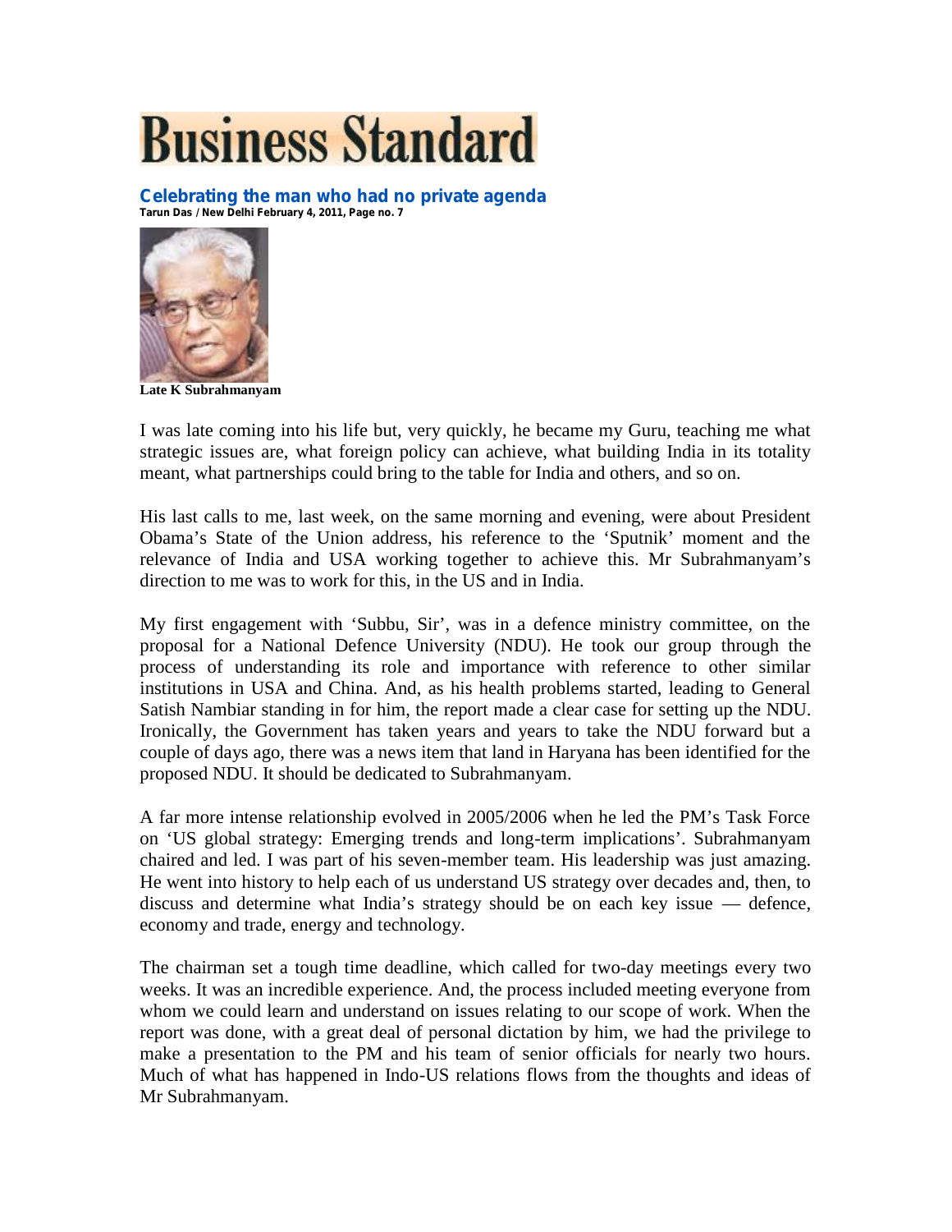# Business Standard

## Celebrating the man who had no private agenda

**Tarun Das / New Delhi February 4, 2011, Page no. 7**

**Late K Subrahmanyam**

I was late coming into his life but, very quickly, he became my Guru, teaching me what strategic issues are, what foreign policy can achieve, what building India in its totality meant, what partnerships could bring to the table for India and others, and so on.

His last calls to me, last week, on the same morning and evening, were about President Obama's State of the Union address, his reference to the 'Sputnik' moment and the relevance of India and USA working together to achieve this. Mr Subrahmanyam's direction to me was to work for this, in the US and in India.

My first engagement with 'Subbu, Sir', was in a defence ministry committee, on the proposal for a National Defence University (NDU). He took our group through the process of understanding its role and importance with reference to other similar institutions in USA and China. And, as his health problems started, leading to General Satish Nambiar standing in for him, the report made a clear case for setting up the NDU. Ironically, the Government has taken years and years to take the NDU forward but a couple of days ago, there was a news item that land in Haryana has been identified for the proposed NDU. It should be dedicated to Subrahmanyam.

A far more intense relationship evolved in 2005/2006 when he led the PM's Task Force on 'US global strategy: Emerging trends and long-term implications'. Subrahmanyam chaired and led. I was part of his seven-member team. His leadership was just amazing. He went into history to help each of us understand US strategy over decades and, then, to discuss and determine what India's strategy should be on each key issue — defence, economy and trade, energy and technology.

The chairman set a tough time deadline, which called for two-day meetings every two weeks. It was an incredible experience. And, the process included meeting everyone from whom we could learn and understand on issues relating to our scope of work. When the report was done, with a great deal of personal dictation by him, we had the privilege to make a presentation to the PM and his team of senior officials for nearly two hours. Much of what has happened in Indo-US relations flows from the thoughts and ideas of Mr Subrahmanyam.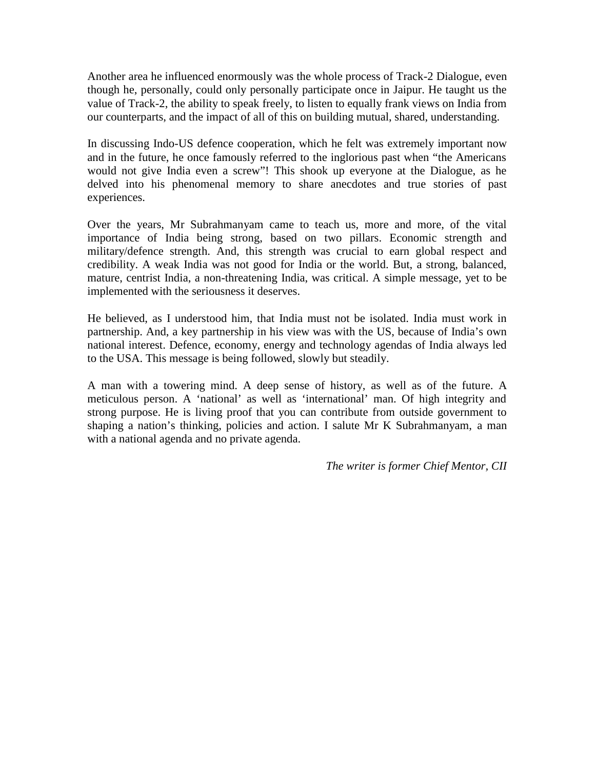Another area he influenced enormously was the whole process of Track-2 Dialogue, even though he, personally, could only personally participate once in Jaipur. He taught us the value of Track-2, the ability to speak freely, to listen to equally frank views on India from our counterparts, and the impact of all of this on building mutual, shared, understanding.

In discussing Indo-US defence cooperation, which he felt was extremely important now and in the future, he once famously referred to the inglorious past when "the Americans would not give India even a screw"! This shook up everyone at the Dialogue, as he delved into his phenomenal memory to share anecdotes and true stories of past experiences.

Over the years, Mr Subrahmanyam came to teach us, more and more, of the vital importance of India being strong, based on two pillars. Economic strength and military/defence strength. And, this strength was crucial to earn global respect and credibility. A weak India was not good for India or the world. But, a strong, balanced, mature, centrist India, a non-threatening India, was critical. A simple message, yet to be implemented with the seriousness it deserves.

He believed, as I understood him, that India must not be isolated. India must work in partnership. And, a key partnership in his view was with the US, because of India's own national interest. Defence, economy, energy and technology agendas of India always led to the USA. This message is being followed, slowly but steadily.

A man with a towering mind. A deep sense of history, as well as of the future. A meticulous person. A 'national' as well as 'international' man. Of high integrity and strong purpose. He is living proof that you can contribute from outside government to shaping a nation's thinking, policies and action. I salute Mr K Subrahmanyam, a man with a national agenda and no private agenda.

*The writer is former Chief Mentor, CII*